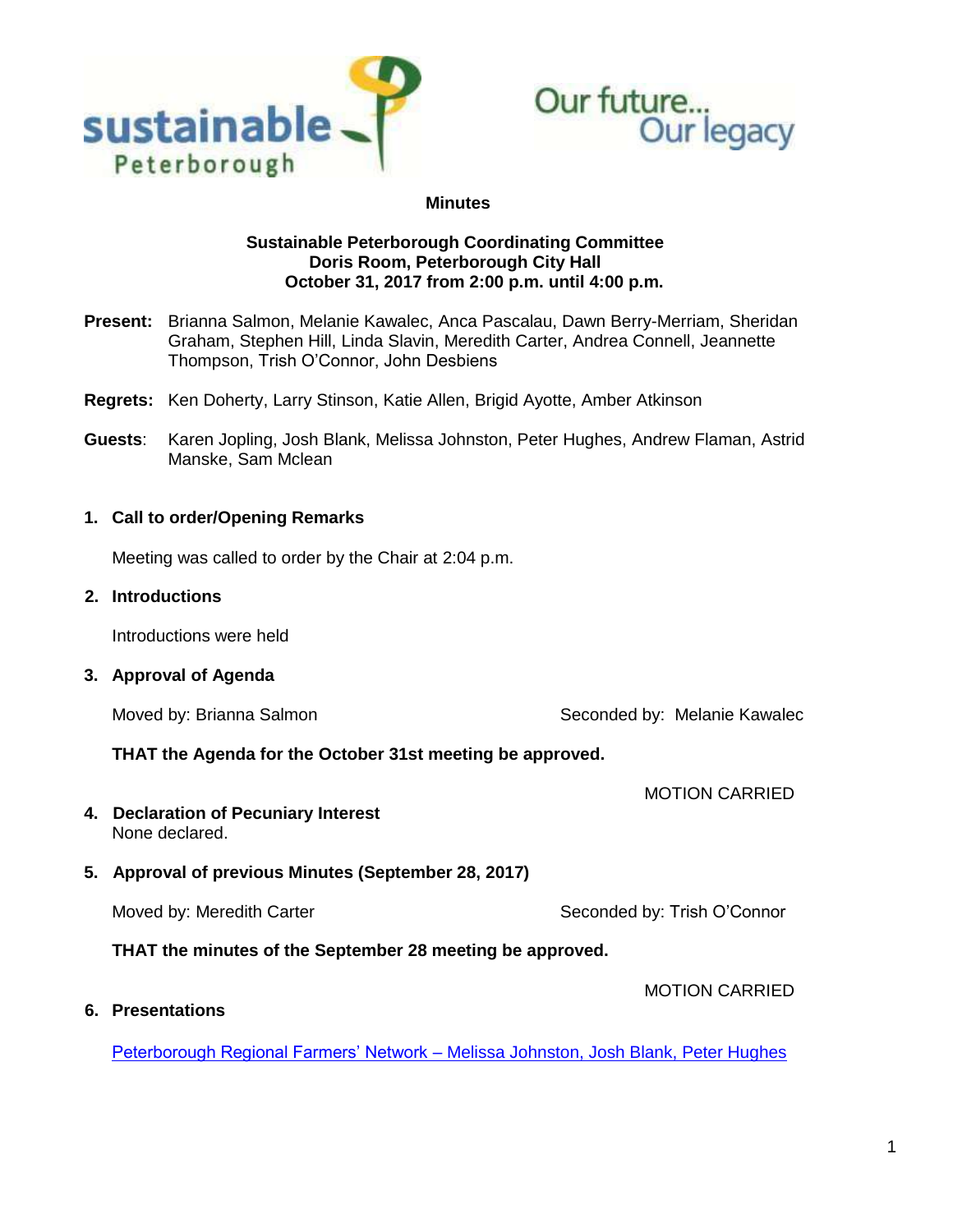**Minutes**

**Sustainable Peterborough Coordinating Committee**
**Doris Room, Peterborough City Hall**
**October 31, 2017 from 2:00 p.m. until 4:00 p.m.**

**Present:** Brianna Salmon, Melanie Kawalec, Anca Pascalau, Dawn Berry-Merriam, Sheridan Graham, Stephen Hill, Linda Slavin, Meredith Carter, Andrea Connell, Jeannette Thompson, Trish O'Connor, John Desbiens

**Regrets:** Ken Doherty, Larry Stinson, Katie Allen, Brigid Ayotte, Amber Atkinson

**Guests**: Karen Jopling, Josh Blank, Melissa Johnston, Peter Hughes, Andrew Flaman, Astrid Manske, Sam Mclean

## 1. Call to order/Opening Remarks

Meeting was called to order by the Chair at 2:04 p.m.

## 2. Introductions

Introductions were held

## 3. Approval of Agenda

Moved by: Brianna Salmon — Seconded by: Melanie Kawalec

**THAT the Agenda for the October 31st meeting be approved.**

MOTION CARRIED

## 4. Declaration of Pecuniary Interest

None declared.

## 5. Approval of previous Minutes (September 28, 2017)

Moved by: Meredith Carter — Seconded by: Trish O'Connor

**THAT the minutes of the September 28 meeting be approved.**

MOTION CARRIED

## 6. Presentations

Peterborough Regional Farmers' Network – Melissa Johnston, Josh Blank, Peter Hughes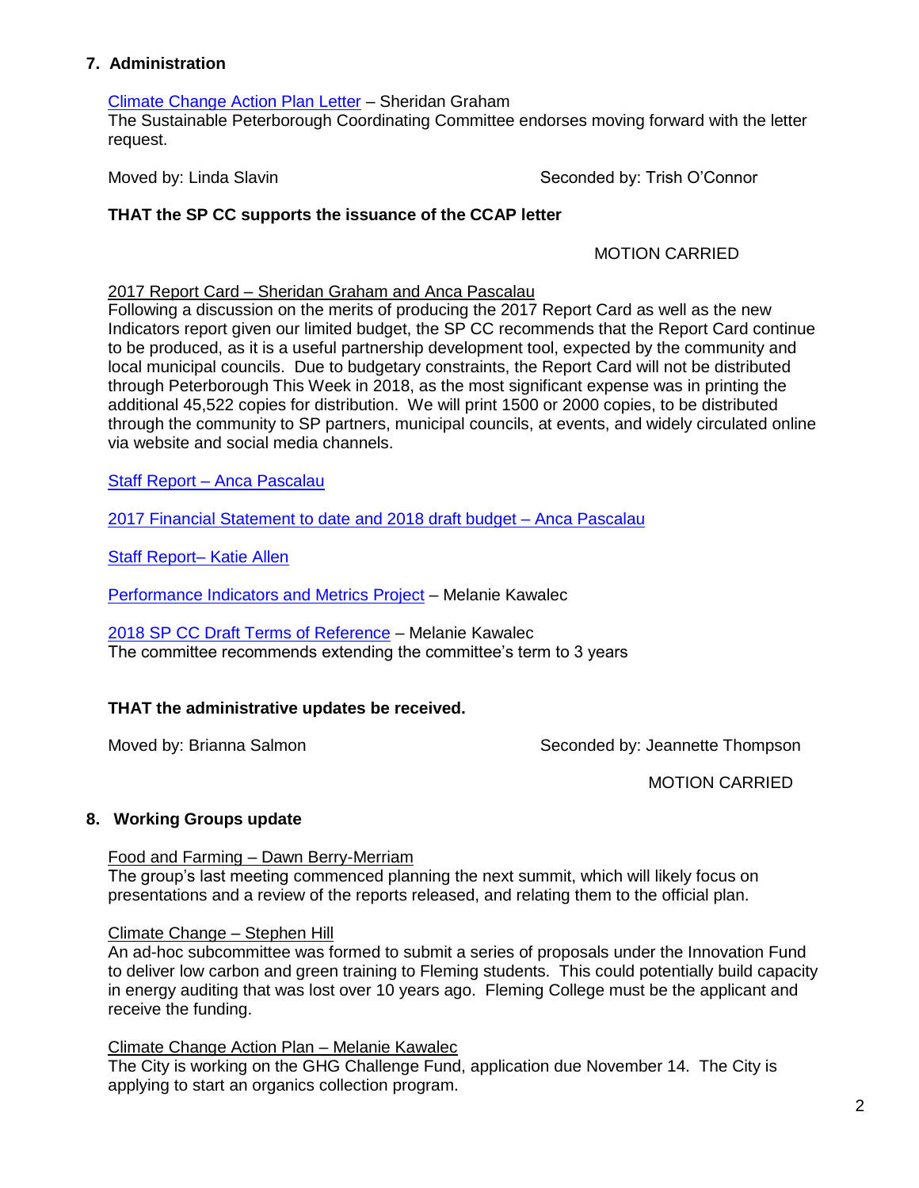## 7. Administration

Climate Change Action Plan Letter – Sheridan Graham
The Sustainable Peterborough Coordinating Committee endorses moving forward with the letter request.

Moved by: Linda Slavin Seconded by: Trish O'Connor

**THAT the SP CC supports the issuance of the CCAP letter**

MOTION CARRIED

2017 Report Card – Sheridan Graham and Anca Pascalau
Following a discussion on the merits of producing the 2017 Report Card as well as the new Indicators report given our limited budget, the SP CC recommends that the Report Card continue to be produced, as it is a useful partnership development tool, expected by the community and local municipal councils. Due to budgetary constraints, the Report Card will not be distributed through Peterborough This Week in 2018, as the most significant expense was in printing the additional 45,522 copies for distribution. We will print 1500 or 2000 copies, to be distributed through the community to SP partners, municipal councils, at events, and widely circulated online via website and social media channels.

Staff Report – Anca Pascalau

2017 Financial Statement to date and 2018 draft budget – Anca Pascalau

Staff Report– Katie Allen

Performance Indicators and Metrics Project – Melanie Kawalec

2018 SP CC Draft Terms of Reference – Melanie Kawalec
The committee recommends extending the committee's term to 3 years

**THAT the administrative updates be received.**

Moved by: Brianna Salmon Seconded by: Jeannette Thompson

MOTION CARRIED

## 8. Working Groups update

Food and Farming – Dawn Berry-Merriam
The group's last meeting commenced planning the next summit, which will likely focus on presentations and a review of the reports released, and relating them to the official plan.

Climate Change – Stephen Hill
An ad-hoc subcommittee was formed to submit a series of proposals under the Innovation Fund to deliver low carbon and green training to Fleming students. This could potentially build capacity in energy auditing that was lost over 10 years ago. Fleming College must be the applicant and receive the funding.

Climate Change Action Plan – Melanie Kawalec
The City is working on the GHG Challenge Fund, application due November 14. The City is applying to start an organics collection program.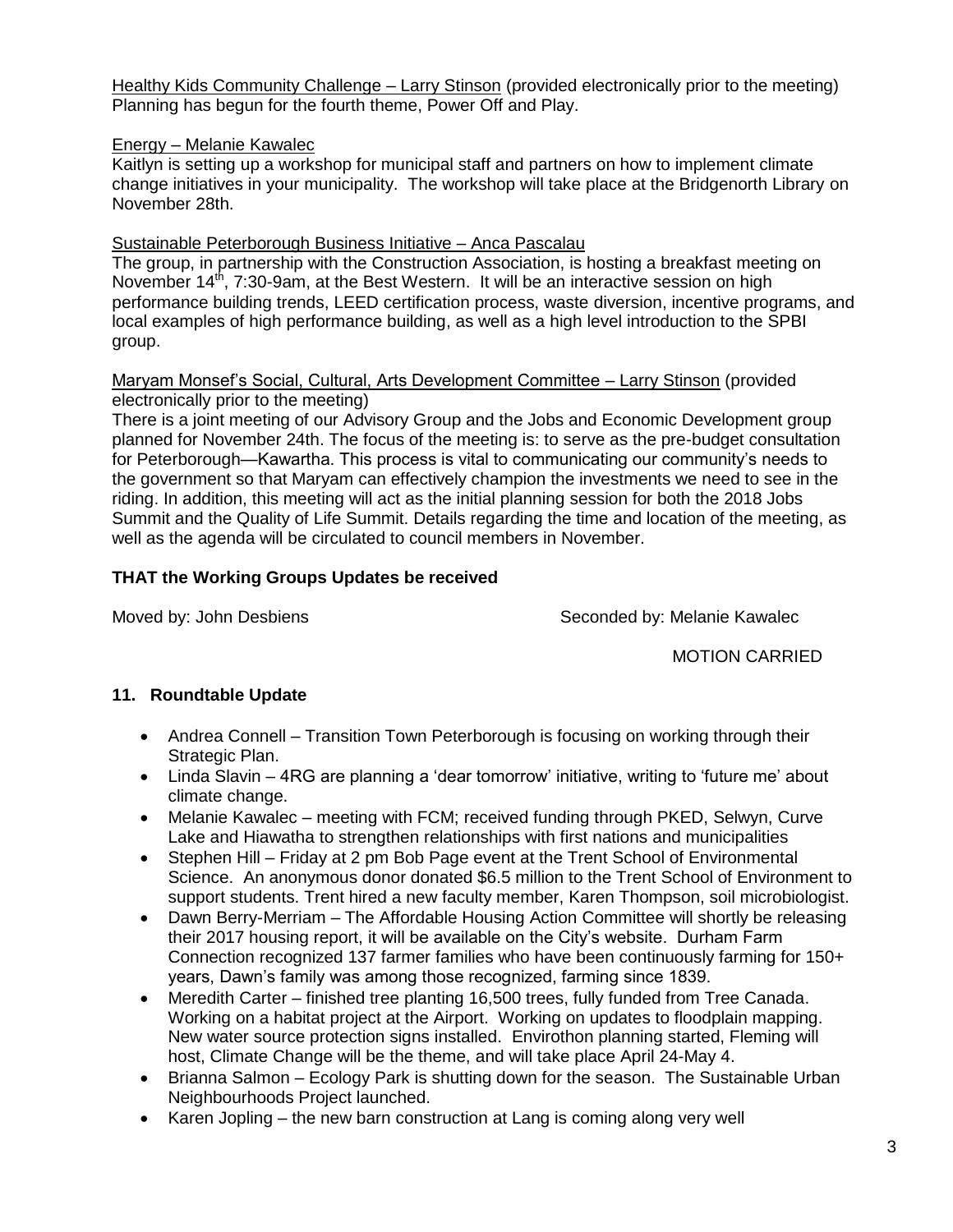Healthy Kids Community Challenge – Larry Stinson (provided electronically prior to the meeting)
Planning has begun for the fourth theme, Power Off and Play.

Energy – Melanie Kawalec
Kaitlyn is setting up a workshop for municipal staff and partners on how to implement climate change initiatives in your municipality. The workshop will take place at the Bridgenorth Library on November 28th.

Sustainable Peterborough Business Initiative – Anca Pascalau
The group, in partnership with the Construction Association, is hosting a breakfast meeting on November 14th, 7:30-9am, at the Best Western. It will be an interactive session on high performance building trends, LEED certification process, waste diversion, incentive programs, and local examples of high performance building, as well as a high level introduction to the SPBI group.

Maryam Monsef's Social, Cultural, Arts Development Committee – Larry Stinson (provided electronically prior to the meeting)
There is a joint meeting of our Advisory Group and the Jobs and Economic Development group planned for November 24th. The focus of the meeting is: to serve as the pre-budget consultation for Peterborough—Kawartha. This process is vital to communicating our community's needs to the government so that Maryam can effectively champion the investments we need to see in the riding. In addition, this meeting will act as the initial planning session for both the 2018 Jobs Summit and the Quality of Life Summit. Details regarding the time and location of the meeting, as well as the agenda will be circulated to council members in November.

**THAT the Working Groups Updates be received**

Moved by: John Desbiens  Seconded by: Melanie Kawalec

MOTION CARRIED

## 11. Roundtable Update

- Andrea Connell – Transition Town Peterborough is focusing on working through their Strategic Plan.
- Linda Slavin – 4RG are planning a 'dear tomorrow' initiative, writing to 'future me' about climate change.
- Melanie Kawalec – meeting with FCM; received funding through PKED, Selwyn, Curve Lake and Hiawatha to strengthen relationships with first nations and municipalities
- Stephen Hill – Friday at 2 pm Bob Page event at the Trent School of Environmental Science. An anonymous donor donated $6.5 million to the Trent School of Environment to support students. Trent hired a new faculty member, Karen Thompson, soil microbiologist.
- Dawn Berry-Merriam – The Affordable Housing Action Committee will shortly be releasing their 2017 housing report, it will be available on the City's website. Durham Farm Connection recognized 137 farmer families who have been continuously farming for 150+ years, Dawn's family was among those recognized, farming since 1839.
- Meredith Carter – finished tree planting 16,500 trees, fully funded from Tree Canada. Working on a habitat project at the Airport. Working on updates to floodplain mapping. New water source protection signs installed. Envirothon planning started, Fleming will host, Climate Change will be the theme, and will take place April 24-May 4.
- Brianna Salmon – Ecology Park is shutting down for the season. The Sustainable Urban Neighbourhoods Project launched.
- Karen Jopling – the new barn construction at Lang is coming along very well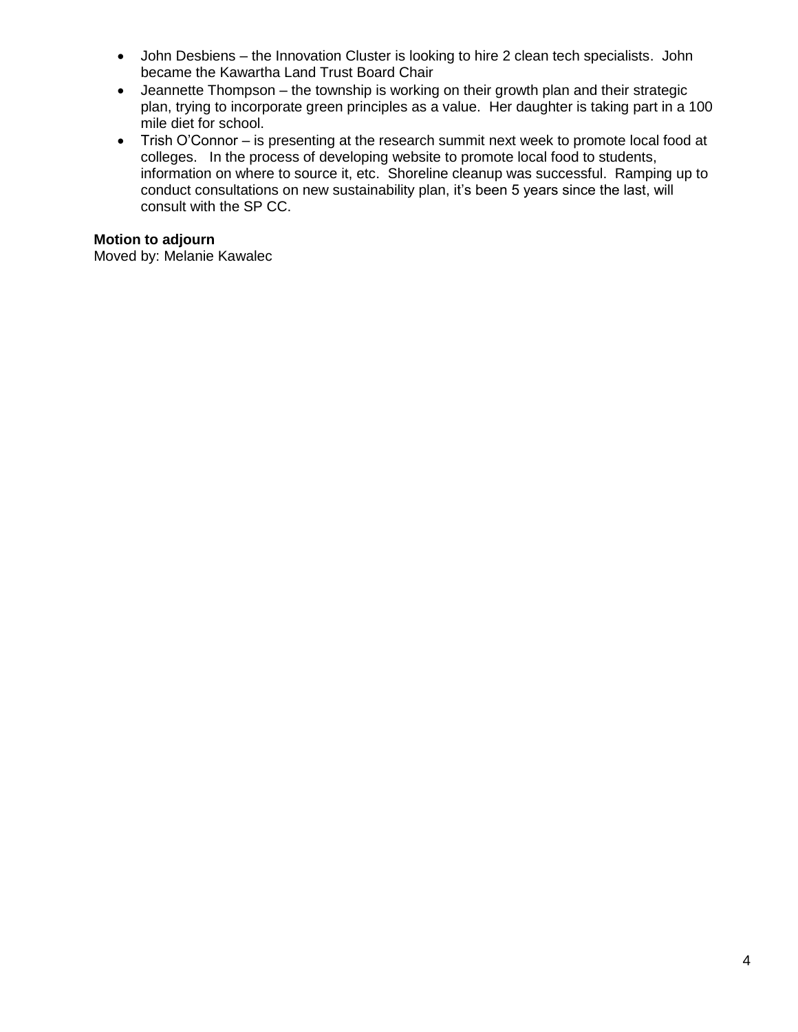- John Desbiens – the Innovation Cluster is looking to hire 2 clean tech specialists. John became the Kawartha Land Trust Board Chair
- Jeannette Thompson – the township is working on their growth plan and their strategic plan, trying to incorporate green principles as a value. Her daughter is taking part in a 100 mile diet for school.
- Trish O'Connor – is presenting at the research summit next week to promote local food at colleges. In the process of developing website to promote local food to students, information on where to source it, etc. Shoreline cleanup was successful. Ramping up to conduct consultations on new sustainability plan, it's been 5 years since the last, will consult with the SP CC.

**Motion to adjourn**
Moved by: Melanie Kawalec